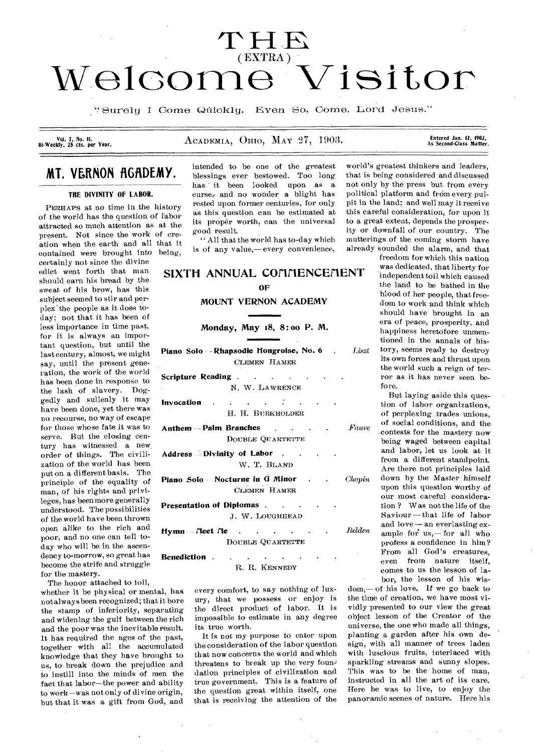# THE (EXTRA) Welcome Visitor

"Surely I Come Quickly. Even So, Come, Lord Jesus."

Vol. 7, No. 11. Bi-Weekly, 25 cts. per Year. — ACADEMIA, OHIO, MAY 27, 1903. — Entered Jan. 12, 1903, As Second-Class Matter.

## MT. VERNON ACADEMY.

### THE DIVINITY OF LABOR.

PERHAPS at no time in the history of the world has the question of labor attracted so much attention as at the present. Not since the work of creation when the earth and all that it contained were brought into being, certainly not since the divine edict went forth that man should earn his bread by the sweat of his brow, has this subject seemed to stir and perplex the people as it does to-day; not that it has been of less importance in time past, for it is always an important question, but until the last century, almost, we might say, until the present generation, the work of the world has been done in response to the lash of slavery. Doggedly and sullenly it may have been done, yet there was no recourse, no way of escape for those whose fate it was to serve. But the closing century has witnessed a new order of things. The civilization of the world has been put on a different basis. The principle of the equality of man, of his rights and privileges, has been more generally understood. The possibilities of the world have been thrown open alike to the rich and poor, and no one can tell to-day who will be in the ascendency to-morrow, so great has become the strife and struggle for the mastery.

The honor attached to toil, whether it be physical or mental, has not always been recognized; that it bore the stamp of inferiority, separating and widening the gulf between the rich and the poor was the inevitable result. It has required the ages of the past, together with all the accumulated knowledge that they have brought to us, to break down the prejudice and to instill into the minds of men the fact that labor—the power and ability to work—was not only of divine origin, but that it was a gift from God, and intended to be one of the greatest blessings ever bestowed. Too long has it been looked upon as a curse, and no wonder a blight has rested upon former centuries, for only as this question can be estimated at its proper worth, can the universal good result.

"All that the world has to-day which is of any value,—every convenience, every comfort, to say nothing of luxury, that we possess or enjoy is the direct product of labor. It is impossible to estimate in any degree its true worth.

It is not my purpose to enter upon the consideration of the labor question that now concerns the world and which threatens to break up the very foundation principles of civilization and true government. This is a feature of the question great within itself, one that is receiving the attention of the world's greatest thinkers and leaders, that is being considered and discussed not only by the press but from every political platform and from every pulpit in the land; and well may it receive this careful consideration, for upon it to a great extent, depends the prosperity or downfall of our country. The mutterings of the coming storm have already sounded the alarm, and that freedom for which this nation was dedicated, that liberty for independent toil which caused the land to be bathed in the blood of her people, that freedom to work and think which should have brought in an era of peace, prosperity, and happiness heretofore unmentioned in the annals of history, seems ready to destroy its own forces and thrust upon the world such a reign of terror as it has never seen before.

But laying aside this question of labor organizations, of perplexing trades unions, of social conditions, and the contests for the mastery now being waged between capital and labor, let us look at it from a different standpoint. Are there not principles laid down by the Master himself upon this question worthy of our most careful consideration? Was not the life of the Saviour—that life of labor and love—an everlasting example for us,—for all who profess a confidence in him? From all God's creatures, even from nature itself, comes to us the lesson of labor, the lesson of his wisdom,—of his love. If we go back to the time of creation, we have most vividly presented to our view the great object lesson of the Creator of the universe, the one who made all things, planting a garden after his own design, with all manner of trees laden with luscious fruits, interlaced with sparkling streams and sunny slopes. This was to be the home of man, instructed in all the art of its care. Here he was to live, to enjoy the panoramic scenes of nature. Here his

---

## SIXTH ANNUAL COMMENCEMENT OF MOUNT VERNON ACADEMY

**Monday, May 18, 8:00 P. M.**

**Piano Solo**—Rhapsodie Hongroise, No. 6 . . . *Liszt*
CLEMEN HAMER

**Scripture Reading**
N. W. LAWRENCE

**Invocation**
H. H. BURKHOLDER

**Anthem**—Palm Branches . . . *Faure*
DOUBLE QUARTETTE

**Address**—Divinity of Labor
W. T. BLAND

**Piano Solo**—Nocturne in G Minor . . . *Chopin*
CLEMEN HAMER

**Presentation of Diplomas**
J. W. LOUGHHEAD

**Hymn**—Meet Me . . . *Belden*
DOUBLE QUARTETTE

**Benediction**
R. R. KENNEDY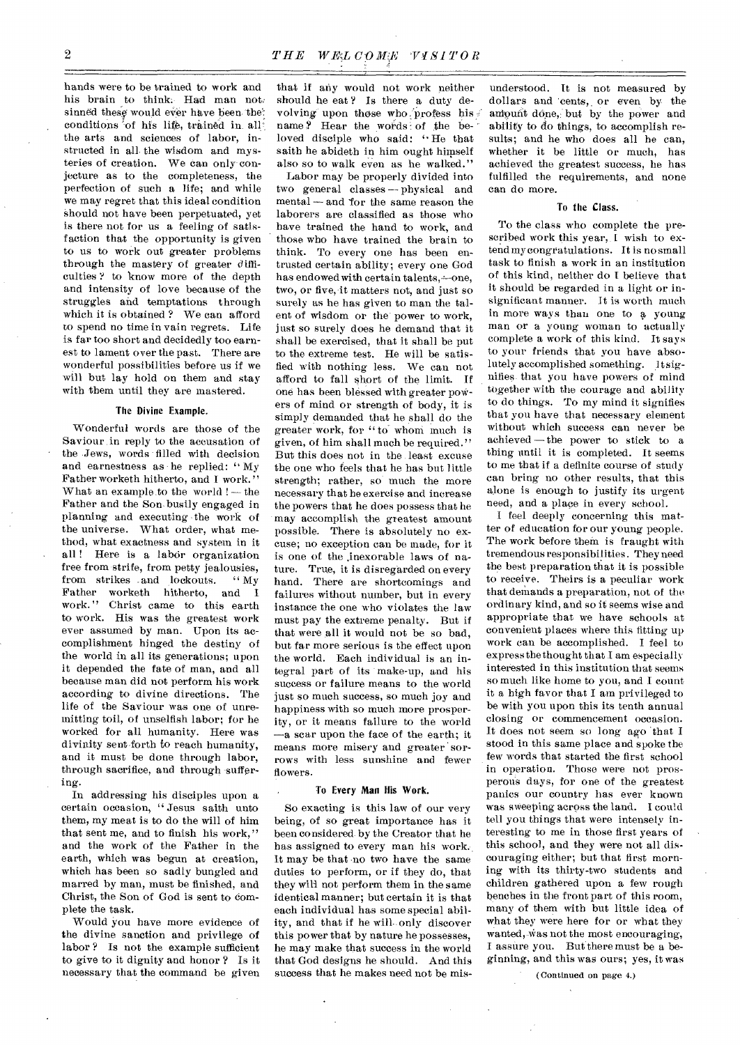hands were to be trained to work and his brain to think. Had man not sinned these would ever have been the conditions of his life, trained in all the arts and sciences of labor, instructed in all the wisdom and mysteries of creation. We can only conjecture as to the completeness, the perfection of such a life; and while we may regret that this ideal condition should not have been perpetuated, yet is there not for us a feeling of satisfaction that the opportunity is given to us to work out greater problems through the mastery of greater difficulties? to know more of the depth and intensity of love because of the struggles and temptations through which it is obtained? We can afford to spend no time in vain regrets. Life is far too short and decidedly too earnest to lament over the past. There are wonderful possibilities before us if we will but lay hold on them and stay with them until they are mastered.

### The Divine Example.

Wonderful words are those of the Saviour in reply to the accusation of the Jews, words filled with decision and earnestness as he replied: "My Father worketh hitherto, and I work." What an example to the world! — the Father and the Son busily engaged in planning and executing the work of the universe. What order, what method, what exactness and system in it all! Here is a labor organization free from strife, from petty jealousies, from strikes and lockouts. "My Father worketh hitherto, and I work." Christ came to this earth to work. His was the greatest work ever assumed by man. Upon its accomplishment hinged the destiny of the world in all its generations; upon it depended the fate of man, and all because man did not perform his work according to divine directions. The life of the Saviour was one of unremitting toil, of unselfish labor; for he worked for all humanity. Here was divinity sent forth to reach humanity, and it must be done through labor, through sacrifice, and through suffering.

In addressing his disciples upon a certain occasion, "Jesus saith unto them, my meat is to do the will of him that sent me, and to finish his work," and the work of the Father in the earth, which was begun at creation, which has been so sadly bungled and marred by man, must be finished, and Christ, the Son of God is sent to complete the task.

Would you have more evidence of the divine sanction and privilege of labor? Is not the example sufficient to give to it dignity and honor? Is it necessary that the command be given that if any would not work neither should he eat? Is there a duty devolving upon those who profess his name? Hear the words of the beloved disciple who said: "He that saith he abideth in him ought himself also so to walk even as he walked."

Labor may be properly divided into two general classes — physical and mental — and for the same reason the laborers are classified as those who have trained the hand to work, and those who have trained the brain to think. To every one has been entrusted certain ability; every one God has endowed with certain talents,—one, two, or five, it matters not, and just so surely as he has given to man the talent of wisdom or the power to work, just so surely does he demand that it shall be exercised, that it shall be put to the extreme test. He will be satisfied with nothing less. We can not afford to fall short of the limit. If one has been blessed with greater powers of mind or strength of body, it is simply demanded that he shall do the greater work, for "to whom much is given, of him shall much be required." But this does not in the least excuse the one who feels that he has but little strength; rather, so much the more necessary that he exercise and increase the powers that he does possess that he may accomplish the greatest amount possible. There is absolutely no excuse; no exception can be made, for it is one of the inexorable laws of nature. True, it is disregarded on every hand. There are shortcomings and failures without number, but in every instance the one who violates the law must pay the extreme penalty. But if that were all it would not be so bad, but far more serious is the effect upon the world. Each individual is an integral part of its make-up, and his success or failure means to the world just so much success, so much joy and happiness with so much more prosperity, or it means failure to the world —a scar upon the face of the earth; it means more misery and greater sorrows with less sunshine and fewer flowers.

### To Every Man His Work.

So exacting is this law of our very being, of so great importance has it been considered by the Creator that he has assigned to every man his work. It may be that no two have the same duties to perform, or if they do, that they will not perform them in the same identical manner; but certain it is that each individual has some special ability, and that if he will only discover this power that by nature he possesses, he may make that success in the world that God designs he should. And this success that he makes need not be misunderstood. It is not measured by dollars and cents, or even by the amount done, but by the power and ability to do things, to accomplish results; and he who does all he can, whether it be little or much, has achieved the greatest success, he has fulfilled the requirements, and none can do more.

### To the Class.

To the class who complete the prescribed work this year, I wish to extend my congratulations. It is no small task to finish a work in an institution of this kind, neither do I believe that it should be regarded in a light or insignificant manner. It is worth much in more ways than one to a young man or a young woman to actually complete a work of this kind. It says to your friends that you have absolutely accomplished something. It signifies that you have powers of mind together with the courage and ability to do things. To my mind it signifies that you have that necessary element without which success can never be achieved — the power to stick to a thing until it is completed. It seems to me that if a definite course of study can bring no other results, that this alone is enough to justify its urgent need, and a place in every school.

I feel deeply concerning this matter of education for our young people. The work before them is fraught with tremendous responsibilities. They need the best preparation that it is possible to receive. Theirs is a peculiar work that demands a preparation, not of the ordinary kind, and so it seems wise and appropriate that we have schools at convenient places where this fitting up work can be accomplished. I feel to express the thought that I am especially interested in this institution that seems so much like home to you, and I count it a high favor that I am privileged to be with you upon this its tenth annual closing or commencement occasion. It does not seem so long ago that I stood in this same place and spoke the few words that started the first school in operation. Those were not prosperous days, for one of the greatest panics our country has ever known was sweeping across the land. I could tell you things that were intensely interesting to me in those first years of this school, and they were not all discouraging either; but that first morning with its thirty-two students and children gathered upon a few rough benches in the front part of this room, many of them with but little idea of what they were here for or what they wanted, was not the most encouraging, I assure you. But there must be a beginning, and this was ours; yes, it was

(Continued on page 4.)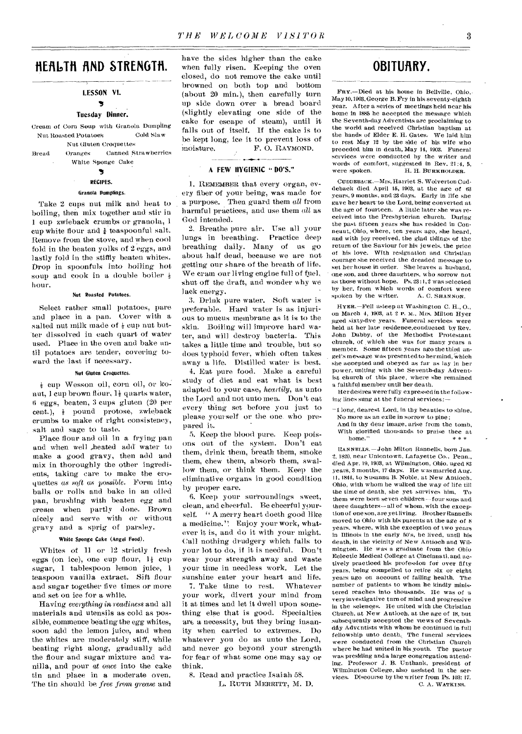# HEALTH AND STRENGTH.

## LESSON VI.

### Tuesday Dinner.

Cream of Corn Soup with Granola Dumpling
Nut Roasted Potatoes — Cold Slaw
Nut Gluten Croquettes
Bread — Oranges — Canned Strawberries
White Sponge Cake

### RECIPES.

#### Granola Dumplings.

Take 2 cups nut milk and heat to boiling, then mix together and stir in 1 cup zwieback crumbs or granola, 1 cup white flour and ¼ teaspoonful salt. Remove from the stove, and when cool fold in the beaten yolks of 2 eggs, and lastly fold in the stiffly beaten whites. Drop in spoonfuls into boiling hot soup and cook in a double boiler ½ hour.

#### Nut Roasted Potatoes.

Select rather small potatoes, pare and place in a pan. Cover with a salted nut milk made of ¼ cup nut butter dissolved in each quart of water used. Place in the oven and bake until potatoes are tender, covering toward the last if necessary.

#### Nut Gluten Croquettes.

½ cup Wesson oil, corn oil, or konut, 1 cup brown flour, 1½ quarts water, 6 eggs, beaten, 3 cups gluten (20 per cent.), ½ pound protose, zwieback crumbs to make of right consistency, salt and sage to taste.

Place flour and oil in a frying pan and when well heated add water to make a good gravy, then add and mix in thoroughly the other ingredients, taking care to make the croquettes *as soft as possible*. Form into balls or rolls and bake in an oiled pan, brushing with beaten egg and cream when partly done. Brown nicely and serve with or without gravy and a sprig of parsley.

#### White Sponge Cake (Angel Food).

Whites of 11 or 12 strictly fresh eggs (on ice), one cup flour, 1½ cup sugar, 1 tablespoon lemon juice, 1 teaspoon vanilla extract. Sift flour and sugar together five times or more and set on ice for a while.

Having *everything in readiness* and all materials and utensils as cold as possible, commence beating the egg whites, soon add the lemon juice, and when the whites are moderately stiff, while beating right along, gradually add the flour and sugar mixture and vanilla, and pour *at once* into the cake tin and place in a moderate oven. The tin should be *free from grease* and have the sides higher than the cake when fully risen. Keeping the oven closed, do not remove the cake until browned on both top and bottom (about 20 min.), then carefully turn up side down over a bread board (slightly elevating one side of the cake for escape of steam), until it falls out of itself. If the cake is to be kept long, ice it to prevent loss of moisture.

F. O. RAYMOND.

### A FEW HYGIENIC "DO'S."

1. REMEMBER that every organ, every fiber of your being, was made for a purpose. Then guard them *all* from harmful practices, and use them *all* as God intended.

2. Breathe pure air. Use all your lungs in breathing. Practice deep breathing daily. Many of us go about half dead, because we are not getting our share of the breath of life. We cram our living engine full of fuel, shut off the draft, and wonder why we lack energy.

3. Drink pure water. Soft water is preferable. Hard water is as injurious to mucus membrane as it is to the skin. Boiling will improve hard water, and will destroy bacteria. This takes a little time and trouble, but so does typhoid fever, which often takes away a life. Distilled water is best.

4. Eat pure food. Make a careful study of diet and eat what is best adapted to your case, *heartily*, as unto the Lord and not unto men. Don't eat every thing set before you just to please yourself or the one who prepared it.

5. Keep the blood pure. Keep poisons out of the system. Don't eat them, drink them, breath them, smoke them, chew them, absorb them, swallow them, or think them. Keep the eliminative organs in good condition by proper care.

6. Keep your surroundings sweet, clean, and cheerful. Be cheerful yourself. "A merry heart doeth good like a medicine." Enjoy your work, whatever it is, and do it with your might. Call nothing drudgery which falls to your lot to do, if it is needful. Don't wear your strength away and waste your time in needless work. Let the sunshine enter your heart and life.

7. Take time to rest. Whatever your work, divert your mind from it at times and let it dwell upon something else that is good. Specialties are a necessity, but they bring insanity when carried to extremes. Do whatever you do as unto the Lord, and never go beyond your strength for fear of what some one may say or think.

8. Read and practice Isaiah 58.

L. RUTH MERRITT, M. D.

# OBITUARY.

FRY.—Died at his home in Bellville, Ohio, May 10, 1903, George B. Fry in his seventy-eighth year. After a series of meetings held near his home in 1885 he accepted the message which the Seventh-day Adventists are proclaiming to the world and received Christian baptism at the hands of Elder E. H. Gates. We laid him to rest May 12 by the side of his wife who preceded him in death, May 14, 1903. Funeral services were conducted by the writer and words of comfort, suggested in Rev. 21:4, 5, were spoken.

H. H. BURKHOLDER.

CUDDEBACK.—Mrs. Harriet S. Wolverton Cuddeback died April 15, 1903, at the age of 63 years, 9 months, and 23 days. Early in life she gave her heart to the Lord, being converted at the age of fourteen. A little later she was received into the Presbyterian church. During the past fifteen years she has resided in Conneaut, Ohio, where, ten years ago, she heard, and with joy received, the glad tidings of the return of the Saviour for his jewels, the price of his love. With resignation and Christian courage she received the dreaded message to set her house in order. She leaves a husband, one son, and three daughters, who sorrow not as those without hope. Ps. 23:1, 2 was selected by her, from which words of comfort were spoken by the writer.

A. C. SHANNON.

HYER.—Fell asleep at Washington C. H., O., on March 4, 1903, at 2 P. M., Mrs. Milton Hyer aged sixty-five years. Funeral services were held at her late residence, conducted by Rev. John Dabby, of the Methodist Protestant church, of which she was for many years a member. Some fifteen years ago the third angel's message was presented to her mind, which she accepted and obeyed as far as lay in her power, uniting with the Seventh-day Adventist church of this place, where she remained a faithful member until her death.

Her desires were fully expressed in the following lines sung at the funeral services:—

"I long, dearest Lord, in thy beauties to shine,
No more as an exile in sorrow to pine;
And in thy dear image, arise from the tomb,
With glorified thousands to praise thee at home."

\* \* \*

RANNELLS.—John Milton Rannells, born Jan. 2, 1820, near Uniontown, Lafayette Co., Penn., died Apr. 19, 1903, at Wilmington, Ohio, aged 83 years, 3 months, 17 days. He was married Aug. 11, 1844, to Susanna B. Noble, at New Antioch, Ohio, with whom he walked the way of life till the time of death, she yet survives him. To them were born seven children—four sons and three daughters—all of whom, with the exception of one son, are yet living. Brother Rannells moved to Ohio with his parents at the age of 8 years, where, with the exception of two years in Illinois in the early 50's, he lived, until his death, in the vicinity of New Antioch and Wilmington. He was a graduate from the Ohio Eclectic Medical College at Cincinnati, and actively practiced his profession for over fifty years, being compelled to retire six or eight years ago on account of failing health. The number of patients to whom he kindly ministered reaches into thousands. He was of a very investigative turn of mind and progressive in the sciences. He united with the Christian Church, at New Antioch, at the age of 18, but subsequently accepted the views of Seventh-day Adventists with whom he continued in full fellowship unto death. The funeral services were conducted from the Christian Church where he had united in his youth. The pastor was presiding and a large congregation attending. Professor J. B. Unthank, president of Wilmington College, also assisted in the services. Discourse by the writer from Ps. 103: 17.

C. A. WATKINS.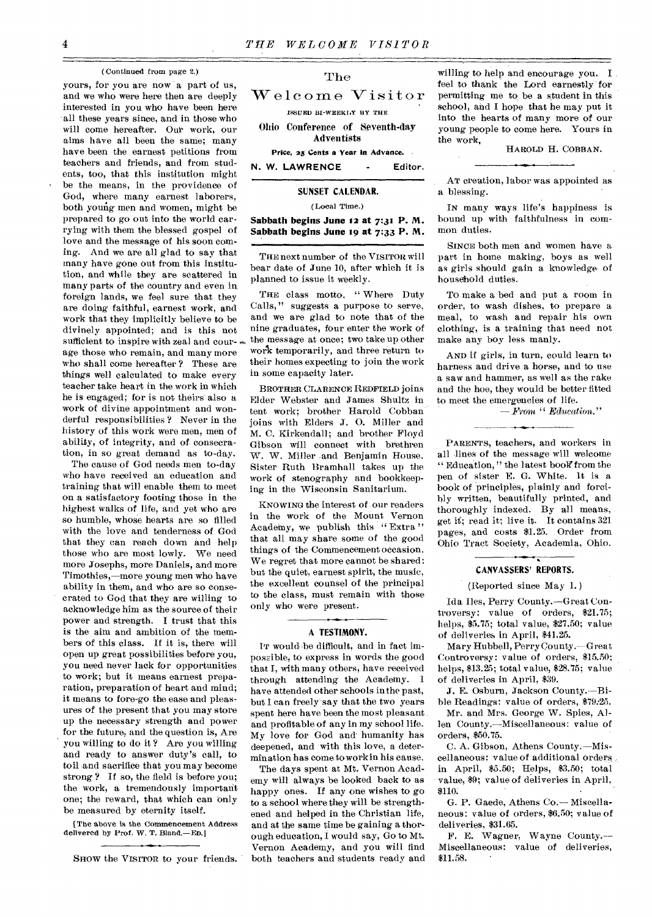(Continued from page 2.)

yours, for you are now a part of us, and we who were here then are deeply interested in you who have been here all these years since, and in those who will come hereafter. Our work, our aims have all been the same; many have been the earnest petitions from teachers and friends, and from students, too, that this institution might be the means, in the providence of God, where many earnest laborers, both young men and women, might be prepared to go out into the world carrying with them the blessed gospel of love and the message of his soon coming. And we are all glad to say that many have gone out from this institution, and while they are scattered in many parts of the country and even in foreign lands, we feel sure that they are doing faithful, earnest work, and work that they implicitly believe to be divinely appointed; and is this not sufficient to inspire with zeal and courage those who remain, and many more who shall come hereafter? These are things well calculated to make every teacher take heart in the work in which he is engaged; for is not theirs also a work of divine appointment and wonderful responsibilities? Never in the history of this work were men, men of ability, of integrity, and of consecration, in so great demand as to-day.

The cause of God needs men to-day who have received an education and training that will enable them to meet on a satisfactory footing those in the highest walks of life, and yet who are so humble, whose hearts are so filled with the love and tenderness of God that they can reach down and help those who are most lowly. We need more Josephs, more Daniels, and more Timothies,—more young men who have ability in them, and who are so consecrated to God that they are willing to acknowledge him as the source of their power and strength. I trust that this is the aim and ambition of the members of this class. If it is, there will open up great possibilities before you, you need never lack for opportunities to work; but it means earnest preparation, preparation of heart and mind; it means to fore-go the ease and pleasures of the present that you may store up the necessary strength and power for the future, and the question is, Are you willing to do it? Are you willing and ready to answer duty's call, to toil and sacrifice that you may become strong? If so, the field is before you; the work, a tremendously important one; the reward, that which can only be measured by eternity itself.

[The above is the Commencement Address delivered by Prof. W. T. Bland.—ED.]

SHOW the VISITOR to your friends.

# The Welcome Visitor

ISSUED BI-WEEKLY BY THE

**Ohio Conference of Seventh-day Adventists**

**Price, 25 Cents a Year in Advance.**

**N. W. LAWRENCE - Editor.**

## SUNSET CALENDAR.

(Local Time.)

**Sabbath begins June 12 at 7:31 P. M.**
**Sabbath begins June 19 at 7:33 P. M.**

THE next number of the VISITOR will bear date of June 10, after which it is planned to issue it weekly.

THE class motto, "Where Duty Calls," suggests a purpose to serve, and we are glad to note that of the nine graduates, four enter the work of the message at once; two take up other work temporarily, and three return to their homes expecting to join the work in some capacity later.

BROTHER CLARENCE REDFIELD joins Elder Webster and James Shultz in tent work; brother Harold Cobban joins with Elders J. O. Miller and M. C. Kirkendall; and brother Floyd Gibson will connect with brethren W. W. Miller and Benjamin House. Sister Ruth Bramhall takes up the work of stenography and bookkeeping in the Wisconsin Sanitarium.

KNOWING the interest of our readers in the work of the Mount Vernon Academy, we publish this "Extra" that all may share some of the good things of the Commencement occasion. We regret that more cannot be shared: but the quiet, earnest spirit, the music, the excellent counsel of the principal to the class, must remain with those only who were present.

## A TESTIMONY.

IT would be difficult, and in fact impossible, to express in words the good that I, with many others, have received through attending the Academy. I have attended other schools in the past, but I can freely say that the two years spent here have been the most pleasant and profitable of any in my school life. My love for God and humanity has deepened, and with this love, a determination has come to work in his cause.

The days spent at Mt. Vernon Academy will always be looked back to as happy ones. If any one wishes to go to a school where they will be strengthened and helped in the Christian life, and at the same time be gaining a thorough education, I would say, Go to Mt. Vernon Academy, and you will find both teachers and students ready and willing to help and encourage you. I feel to thank the Lord earnestly for permitting me to be a student in this school, and I hope that he may put it into the hearts of many more of our young people to come here. Yours in the work,

HAROLD H. COBBAN.

AT creation, labor was appointed as a blessing.

IN many ways life's happiness is bound up with faithfulness in common duties.

SINCE both men and women have a part in home making, boys as well as girls should gain a knowledge of household duties.

TO make a bed and put a room in order, to wash dishes, to prepare a meal, to wash and repair his own clothing, is a training that need not make any boy less manly.

AND if girls, in turn, could learn to harness and drive a horse, and to use a saw and hammer, as well as the rake and the hoe, they would be better fitted to meet the emergencies of life.

—*From "Education."*

PARENTS, teachers, and workers in all lines of the message will welcome "Education," the latest book from the pen of sister E. G. White. It is a book of principles, plainly and forcibly written, beautifully printed, and thoroughly indexed. By all means, get it; read it; live it. It contains 321 pages, and costs $1.25. Order from Ohio Tract Society, Academia, Ohio.

## CANVASSERS' REPORTS.

(Reported since May 1.)

Ida Iles, Perry County.—Great Controversy: value of orders, $21.75; helps, $5.75; total value, $27.50; value of deliveries in April, $41.25.

Mary Hubbell, Perry County.—Great Controversy: value of orders, $15.50; helps, $13.25; total value, $28.75; value of deliveries in April, $39.

J. E. Osburn, Jackson County.—Bible Readings: value of orders, $79.25.

Mr. and Mrs. George W. Spies, Allen County.—Miscellaneous: value of orders, $50.75.

C. A. Gibson, Athens County.—Miscellaneous: value of additional orders in April, $5.50; Helps, $3.50; total value, $9; value of deliveries in April, $110.

G. P. Gaede, Athens Co.—Miscellaneous: value of orders, $6.50; value of deliveries, $31.65.

F. E. Wagner, Wayne County.—Miscellaneous: value of deliveries, $11.58.